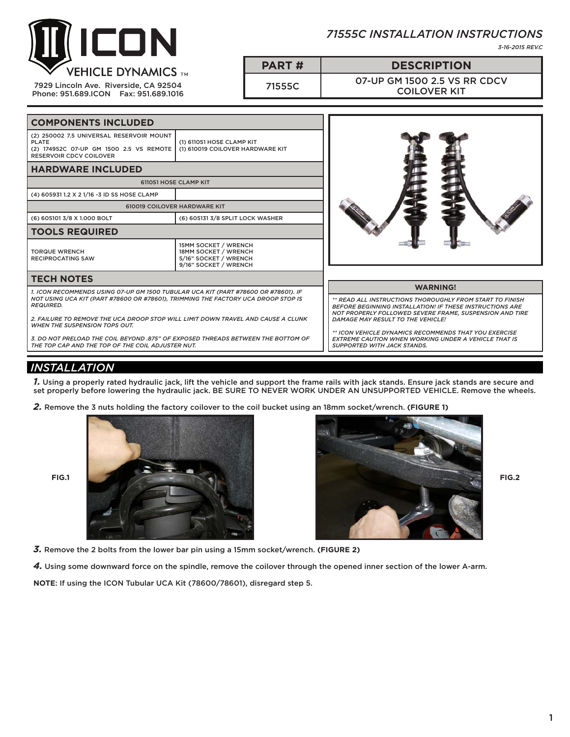ICON VEHICLE DYNAMICS™

7929 Lincoln Ave. Riverside, CA 92504
Phone: 951.689.ICON Fax: 951.689.1016

# 71555C INSTALLATION INSTRUCTIONS

*3-16-2015 REV.C*

| PART # | DESCRIPTION |
|---|---|
| 71555C | 07-UP GM 1500 2.5 VS RR CDCV COILOVER KIT |

## COMPONENTS INCLUDED

| | |
|---|---|
| (2) 250002 7.5 UNIVERSAL RESERVOIR MOUNT PLATE<br>(2) 174952C 07-UP GM 1500 2.5 VS REMOTE RESERVOIR CDCV COILOVER | (1) 611051 HOSE CLAMP KIT<br>(1) 610019 COILOVER HARDWARE KIT |

## HARDWARE INCLUDED

| 611051 HOSE CLAMP KIT | |
|---|---|
| (4) 605931 1.2 X 2 1/16 -3 ID SS HOSE CLAMP | |
| **610019 COILOVER HARDWARE KIT** | |
| (6) 605101 3/8 X 1.000 BOLT | (6) 605131 3/8 SPLIT LOCK WASHER |

## TOOLS REQUIRED

| | |
|---|---|
| TORQUE WRENCH<br>RECIPROCATING SAW | 15MM SOCKET / WRENCH<br>18MM SOCKET / WRENCH<br>5/16" SOCKET / WRENCH<br>9/16" SOCKET / WRENCH |

## TECH NOTES

*1. ICON RECOMMENDS USING 07-UP GM 1500 TUBULAR UCA KIT (PART #78600 OR #78601). IF NOT USING UCA KIT (PART #78600 OR #78601), TRIMMING THE FACTORY UCA DROOP STOP IS REQUIRED.*

*2. FAILURE TO REMOVE THE UCA DROOP STOP WILL LIMIT DOWN TRAVEL AND CAUSE A CLUNK WHEN THE SUSPENSION TOPS OUT.*

*3. DO NOT PRELOAD THE COIL BEYOND .875" OF EXPOSED THREADS BETWEEN THE BOTTOM OF THE TOP CAP AND THE TOP OF THE COIL ADJUSTER NUT.*

**WARNING!**

*\*\* READ ALL INSTRUCTIONS THOROUGHLY FROM START TO FINISH BEFORE BEGINNING INSTALLATION! IF THESE INSTRUCTIONS ARE NOT PROPERLY FOLLOWED SEVERE FRAME, SUSPENSION AND TIRE DAMAGE MAY RESULT TO THE VEHICLE!*

*\*\* ICON VEHICLE DYNAMICS RECOMMENDS THAT YOU EXERCISE EXTREME CAUTION WHEN WORKING UNDER A VEHICLE THAT IS SUPPORTED WITH JACK STANDS.*

## INSTALLATION

**1.** Using a properly rated hydraulic jack, lift the vehicle and support the frame rails with jack stands. Ensure jack stands are secure and set properly before lowering the hydraulic jack. BE SURE TO NEVER WORK UNDER AN UNSUPPORTED VEHICLE. Remove the wheels.

**2.** Remove the 3 nuts holding the factory coilover to the coil bucket using an 18mm socket/wrench. **(FIGURE 1)**

FIG.1

FIG.2

**3.** Remove the 2 bolts from the lower bar pin using a 15mm socket/wrench. **(FIGURE 2)**

**4.** Using some downward force on the spindle, remove the coilover through the opened inner section of the lower A-arm.

**NOTE**: If using the ICON Tubular UCA Kit (78600/78601), disregard step 5.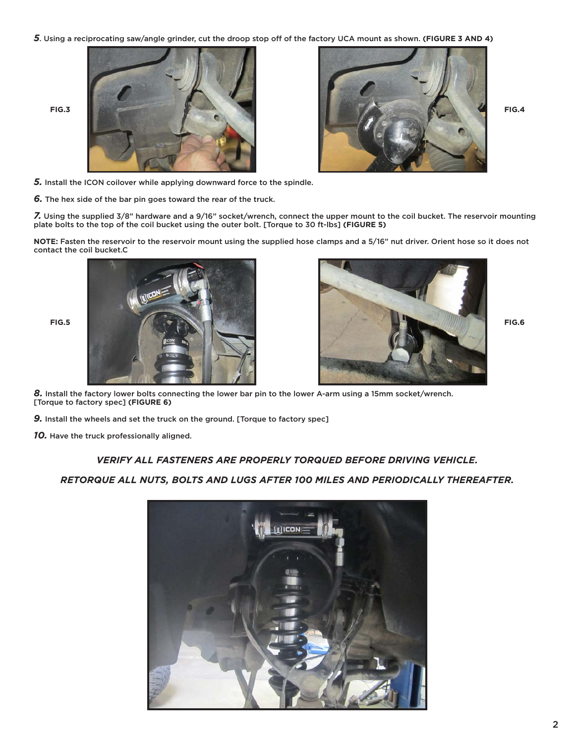***5***. Using a reciprocating saw/angle grinder, cut the droop stop off of the factory UCA mount as shown. **(FIGURE 3 AND 4)**

FIG.3

FIG.4

***5.*** Install the ICON coilover while applying downward force to the spindle.

***6.*** The hex side of the bar pin goes toward the rear of the truck.

***7.*** Using the supplied 3/8" hardware and a 9/16" socket/wrench, connect the upper mount to the coil bucket. The reservoir mounting plate bolts to the top of the coil bucket using the outer bolt. [Torque to 30 ft-lbs] **(FIGURE 5)**

**NOTE:** Fasten the reservoir to the reservoir mount using the supplied hose clamps and a 5/16" nut driver. Orient hose so it does not contact the coil bucket.C

FIG.5

FIG.6

***8.*** Install the factory lower bolts connecting the lower bar pin to the lower A-arm using a 15mm socket/wrench. [Torque to factory spec] **(FIGURE 6)**

***9.*** Install the wheels and set the truck on the ground. [Torque to factory spec]

***10.*** Have the truck professionally aligned.

***VERIFY ALL FASTENERS ARE PROPERLY TORQUED BEFORE DRIVING VEHICLE.***

***RETORQUE ALL NUTS, BOLTS AND LUGS AFTER 100 MILES AND PERIODICALLY THEREAFTER.***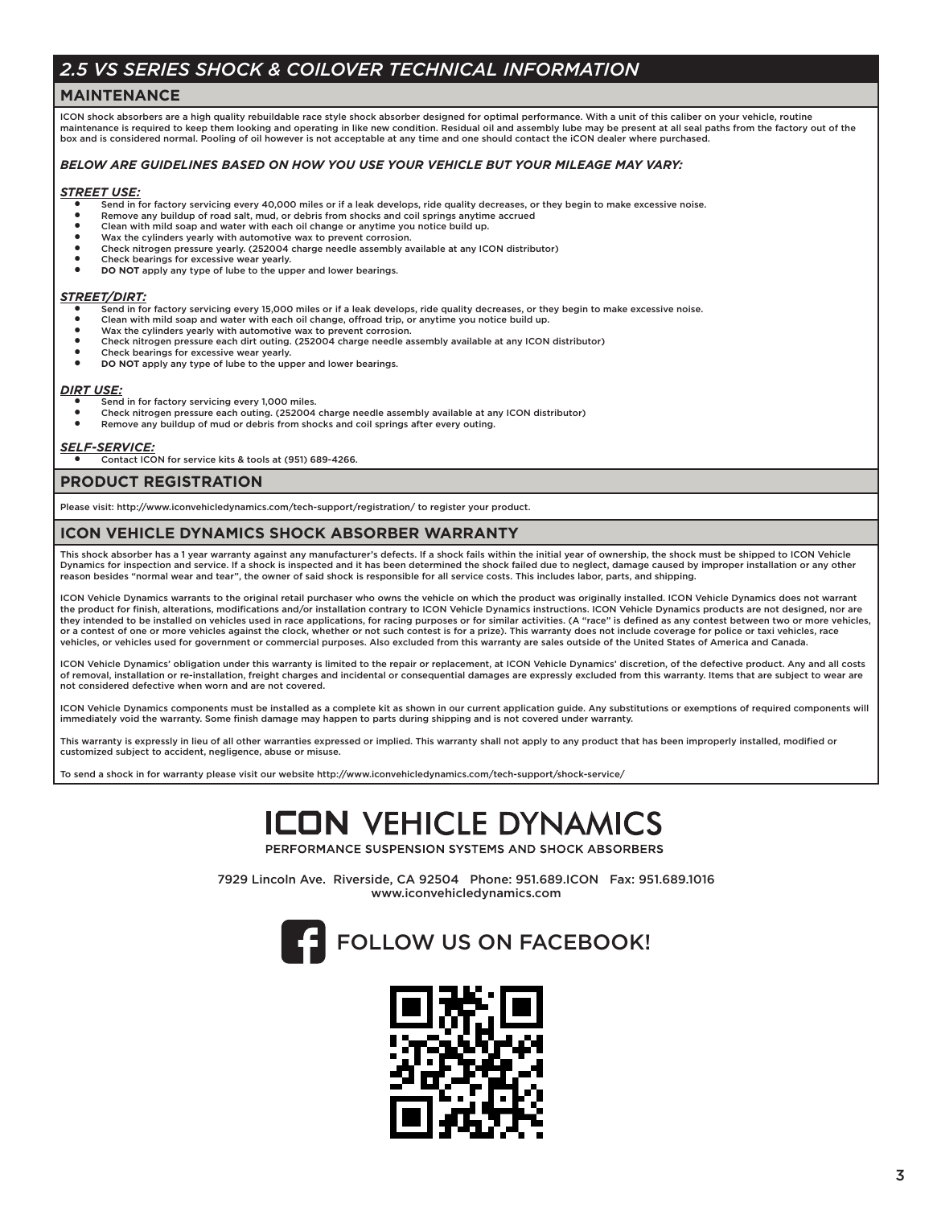# 2.5 VS SERIES SHOCK & COILOVER TECHNICAL INFORMATION

## MAINTENANCE

ICON shock absorbers are a high quality rebuildable race style shock absorber designed for optimal performance. With a unit of this caliber on your vehicle, routine maintenance is required to keep them looking and operating in like new condition. Residual oil and assembly lube may be present at all seal paths from the factory out of the box and is considered normal. Pooling of oil however is not acceptable at any time and one should contact the iCON dealer where purchased.

***BELOW ARE GUIDELINES BASED ON HOW YOU USE YOUR VEHICLE BUT YOUR MILEAGE MAY VARY:***

***STREET USE:***

- Send in for factory servicing every 40,000 miles or if a leak develops, ride quality decreases, or they begin to make excessive noise.
- Remove any buildup of road salt, mud, or debris from shocks and coil springs anytime accrued
- Clean with mild soap and water with each oil change or anytime you notice build up.
- Wax the cylinders yearly with automotive wax to prevent corrosion.
- Check nitrogen pressure yearly. (252004 charge needle assembly available at any ICON distributor)
- Check bearings for excessive wear yearly.
- **DO NOT** apply any type of lube to the upper and lower bearings.

***STREET/DIRT:***

- Send in for factory servicing every 15,000 miles or if a leak develops, ride quality decreases, or they begin to make excessive noise.
- Clean with mild soap and water with each oil change, offroad trip, or anytime you notice build up.
- Wax the cylinders yearly with automotive wax to prevent corrosion.
- Check nitrogen pressure each dirt outing. (252004 charge needle assembly available at any ICON distributor)
- Check bearings for excessive wear yearly.
- **DO NOT** apply any type of lube to the upper and lower bearings.

***DIRT USE:***

- Send in for factory servicing every 1,000 miles.
- Check nitrogen pressure each outing. (252004 charge needle assembly available at any ICON distributor)
- Remove any buildup of mud or debris from shocks and coil springs after every outing.

***SELF-SERVICE:***

- Contact ICON for service kits & tools at (951) 689-4266.

## PRODUCT REGISTRATION

Please visit: http://www.iconvehicledynamics.com/tech-support/registration/ to register your product.

## ICON VEHICLE DYNAMICS SHOCK ABSORBER WARRANTY

This shock absorber has a 1 year warranty against any manufacturer's defects. If a shock fails within the initial year of ownership, the shock must be shipped to ICON Vehicle Dynamics for inspection and service. If a shock is inspected and it has been determined the shock failed due to neglect, damage caused by improper installation or any other reason besides "normal wear and tear", the owner of said shock is responsible for all service costs. This includes labor, parts, and shipping.

ICON Vehicle Dynamics warrants to the original retail purchaser who owns the vehicle on which the product was originally installed. ICON Vehicle Dynamics does not warrant the product for finish, alterations, modifications and/or installation contrary to ICON Vehicle Dynamics instructions. ICON Vehicle Dynamics products are not designed, nor are they intended to be installed on vehicles used in race applications, for racing purposes or for similar activities. (A "race" is defined as any contest between two or more vehicles, or a contest of one or more vehicles against the clock, whether or not such contest is for a prize). This warranty does not include coverage for police or taxi vehicles, race vehicles, or vehicles used for government or commercial purposes. Also excluded from this warranty are sales outside of the United States of America and Canada.

ICON Vehicle Dynamics' obligation under this warranty is limited to the repair or replacement, at ICON Vehicle Dynamics' discretion, of the defective product. Any and all costs of removal, installation or re-installation, freight charges and incidental or consequential damages are expressly excluded from this warranty. Items that are subject to wear are not considered defective when worn and are not covered.

ICON Vehicle Dynamics components must be installed as a complete kit as shown in our current application guide. Any substitutions or exemptions of required components will immediately void the warranty. Some finish damage may happen to parts during shipping and is not covered under warranty.

This warranty is expressly in lieu of all other warranties expressed or implied. This warranty shall not apply to any product that has been improperly installed, modified or customized subject to accident, negligence, abuse or misuse.

To send a shock in for warranty please visit our website http://www.iconvehicledynamics.com/tech-support/shock-service/

ICON VEHICLE DYNAMICS

PERFORMANCE SUSPENSION SYSTEMS AND SHOCK ABSORBERS

7929 Lincoln Ave. Riverside, CA 92504 Phone: 951.689.ICON Fax: 951.689.1016
www.iconvehicledynamics.com

FOLLOW US ON FACEBOOK!